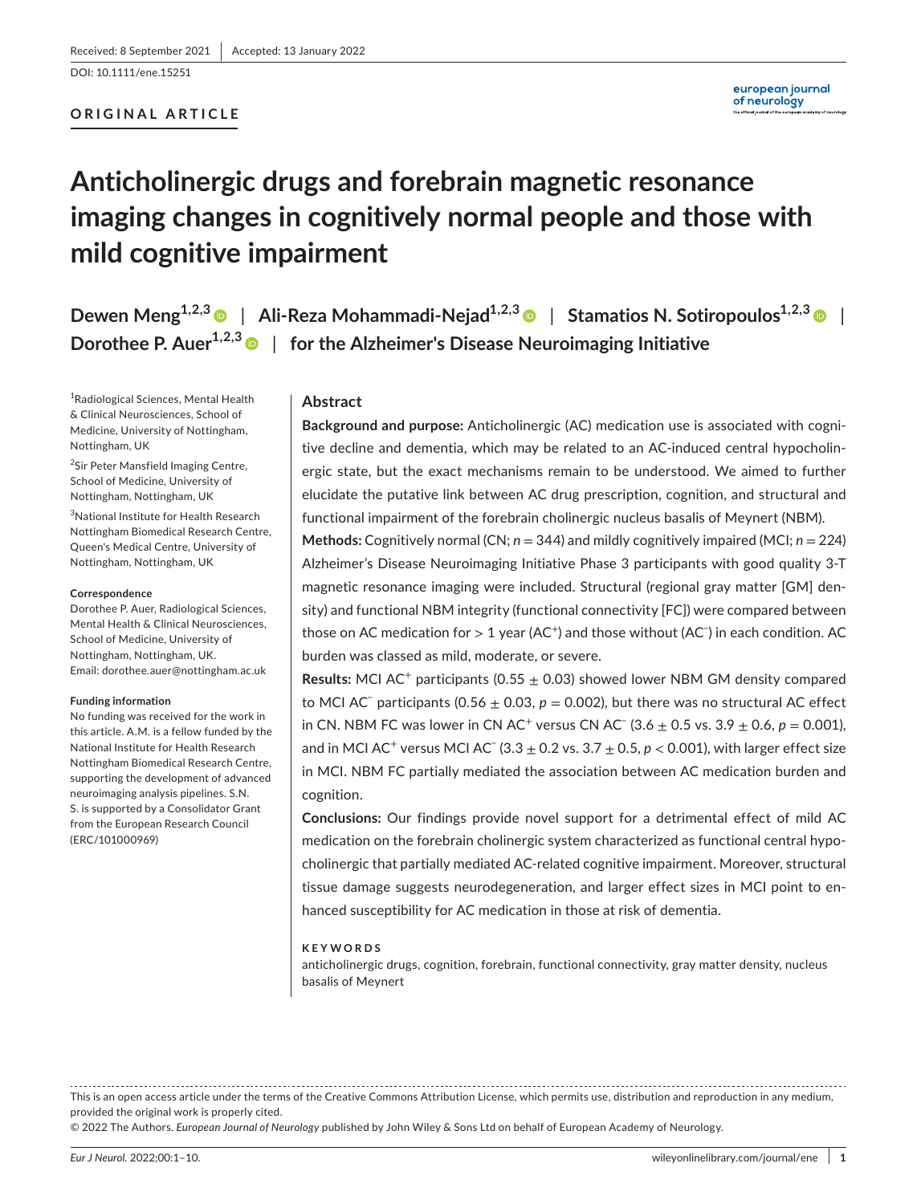Received: 8 September 2021 | Accepted: 13 January 2022

DOI: 10.1111/ene.15251

**ORIGINAL ARTICLE**

# Anticholinergic drugs and forebrain magnetic resonance imaging changes in cognitively normal people and those with mild cognitive impairment

**Dewen Meng**[1,2,3] | **Ali-Reza Mohammadi-Nejad**[1,2,3] | **Stamatios N. Sotiropoulos**[1,2,3] | **Dorothee P. Auer**[1,2,3] | **for the Alzheimer's Disease Neuroimaging Initiative**

[1]Radiological Sciences, Mental Health & Clinical Neurosciences, School of Medicine, University of Nottingham, Nottingham, UK

[2]Sir Peter Mansfield Imaging Centre, School of Medicine, University of Nottingham, Nottingham, UK

[3]National Institute for Health Research Nottingham Biomedical Research Centre, Queen's Medical Centre, University of Nottingham, Nottingham, UK

**Correspondence**
Dorothee P. Auer, Radiological Sciences, Mental Health & Clinical Neurosciences, School of Medicine, University of Nottingham, Nottingham, UK.
Email: dorothee.auer@nottingham.ac.uk

**Funding information**
No funding was received for the work in this article. A.M. is a fellow funded by the National Institute for Health Research Nottingham Biomedical Research Centre, supporting the development of advanced neuroimaging analysis pipelines. S.N. S. is supported by a Consolidator Grant from the European Research Council (ERC/101000969)

## Abstract

**Background and purpose:** Anticholinergic (AC) medication use is associated with cognitive decline and dementia, which may be related to an AC-induced central hypocholinergic state, but the exact mechanisms remain to be understood. We aimed to further elucidate the putative link between AC drug prescription, cognition, and structural and functional impairment of the forebrain cholinergic nucleus basalis of Meynert (NBM).

**Methods:** Cognitively normal (CN; $n = 344$) and mildly cognitively impaired (MCI; $n = 224$) Alzheimer's Disease Neuroimaging Initiative Phase 3 participants with good quality 3-T magnetic resonance imaging were included. Structural (regional gray matter [GM] density) and functional NBM integrity (functional connectivity [FC]) were compared between those on AC medication for > 1 year ($AC^+$) and those without ($AC^-$) in each condition. AC burden was classed as mild, moderate, or severe.

**Results:** MCI $AC^+$ participants ($0.55 \pm 0.03$) showed lower NBM GM density compared to MCI $AC^-$ participants ($0.56 \pm 0.03$, $p = 0.002$), but there was no structural AC effect in CN. NBM FC was lower in CN $AC^+$ versus CN $AC^-$ ($3.6 \pm 0.5$ vs. $3.9 \pm 0.6$, $p = 0.001$), and in MCI $AC^+$ versus MCI $AC^-$ ($3.3 \pm 0.2$ vs. $3.7 \pm 0.5$, $p < 0.001$), with larger effect size in MCI. NBM FC partially mediated the association between AC medication burden and cognition.

**Conclusions:** Our findings provide novel support for a detrimental effect of mild AC medication on the forebrain cholinergic system characterized as functional central hypocholinergic that partially mediated AC-related cognitive impairment. Moreover, structural tissue damage suggests neurodegeneration, and larger effect sizes in MCI point to enhanced susceptibility for AC medication in those at risk of dementia.

**KEYWORDS**
anticholinergic drugs, cognition, forebrain, functional connectivity, gray matter density, nucleus basalis of Meynert

This is an open access article under the terms of the Creative Commons Attribution License, which permits use, distribution and reproduction in any medium, provided the original work is properly cited.
© 2022 The Authors. *European Journal of Neurology* published by John Wiley & Sons Ltd on behalf of European Academy of Neurology.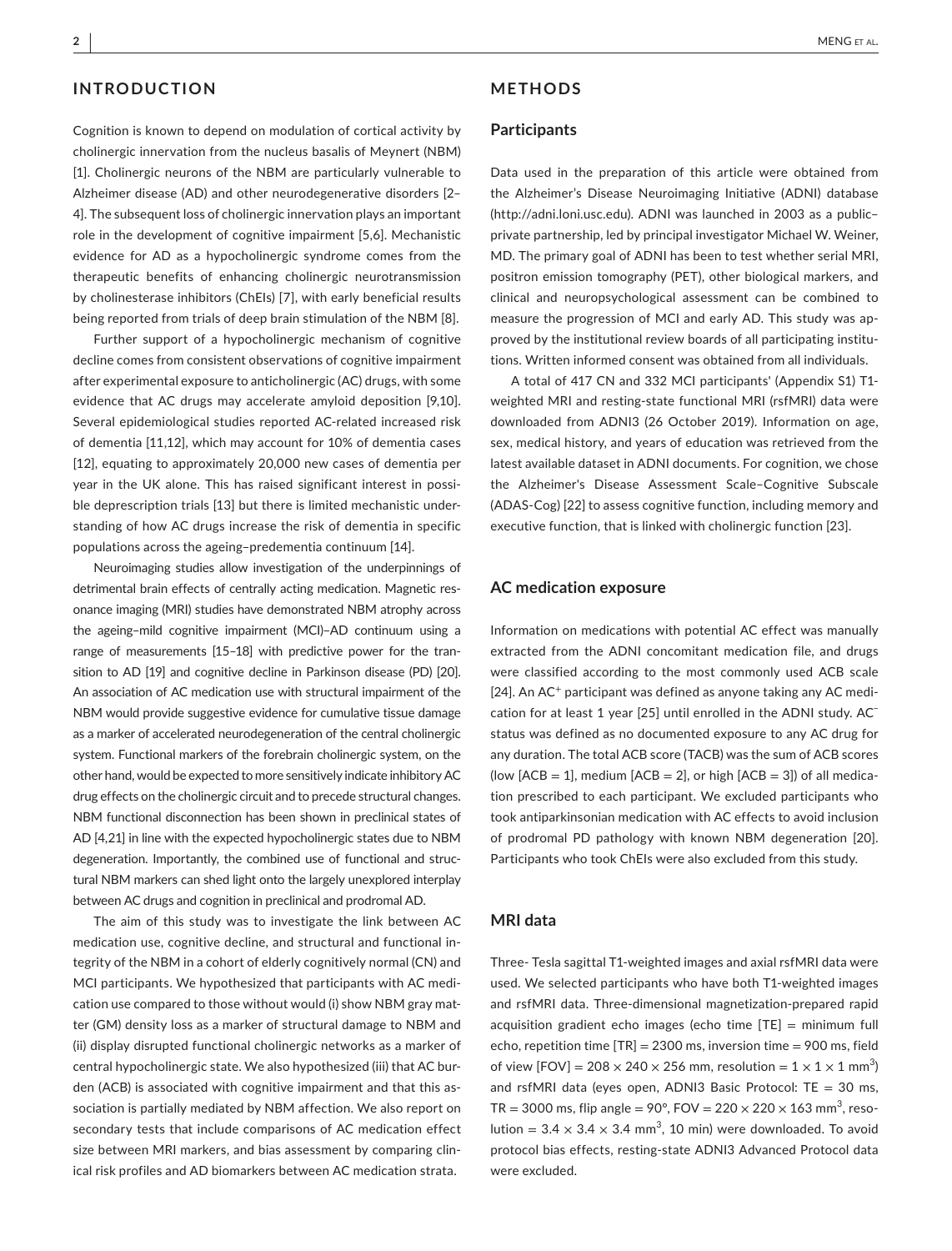## INTRODUCTION

Cognition is known to depend on modulation of cortical activity by cholinergic innervation from the nucleus basalis of Meynert (NBM) [1]. Cholinergic neurons of the NBM are particularly vulnerable to Alzheimer disease (AD) and other neurodegenerative disorders [2–4]. The subsequent loss of cholinergic innervation plays an important role in the development of cognitive impairment [5,6]. Mechanistic evidence for AD as a hypocholinergic syndrome comes from the therapeutic benefits of enhancing cholinergic neurotransmission by cholinesterase inhibitors (ChEIs) [7], with early beneficial results being reported from trials of deep brain stimulation of the NBM [8].

Further support of a hypocholinergic mechanism of cognitive decline comes from consistent observations of cognitive impairment after experimental exposure to anticholinergic (AC) drugs, with some evidence that AC drugs may accelerate amyloid deposition [9,10]. Several epidemiological studies reported AC-related increased risk of dementia [11,12], which may account for 10% of dementia cases [12], equating to approximately 20,000 new cases of dementia per year in the UK alone. This has raised significant interest in possible deprescription trials [13] but there is limited mechanistic understanding of how AC drugs increase the risk of dementia in specific populations across the ageing–predementia continuum [14].

Neuroimaging studies allow investigation of the underpinnings of detrimental brain effects of centrally acting medication. Magnetic resonance imaging (MRI) studies have demonstrated NBM atrophy across the ageing–mild cognitive impairment (MCI)–AD continuum using a range of measurements [15–18] with predictive power for the transition to AD [19] and cognitive decline in Parkinson disease (PD) [20]. An association of AC medication use with structural impairment of the NBM would provide suggestive evidence for cumulative tissue damage as a marker of accelerated neurodegeneration of the central cholinergic system. Functional markers of the forebrain cholinergic system, on the other hand, would be expected to more sensitively indicate inhibitory AC drug effects on the cholinergic circuit and to precede structural changes. NBM functional disconnection has been shown in preclinical states of AD [4,21] in line with the expected hypocholinergic states due to NBM degeneration. Importantly, the combined use of functional and structural NBM markers can shed light onto the largely unexplored interplay between AC drugs and cognition in preclinical and prodromal AD.

The aim of this study was to investigate the link between AC medication use, cognitive decline, and structural and functional integrity of the NBM in a cohort of elderly cognitively normal (CN) and MCI participants. We hypothesized that participants with AC medication use compared to those without would (i) show NBM gray matter (GM) density loss as a marker of structural damage to NBM and (ii) display disrupted functional cholinergic networks as a marker of central hypocholinergic state. We also hypothesized (iii) that AC burden (ACB) is associated with cognitive impairment and that this association is partially mediated by NBM affection. We also report on secondary tests that include comparisons of AC medication effect size between MRI markers, and bias assessment by comparing clinical risk profiles and AD biomarkers between AC medication strata.

## METHODS

### Participants

Data used in the preparation of this article were obtained from the Alzheimer's Disease Neuroimaging Initiative (ADNI) database (http://adni.loni.usc.edu). ADNI was launched in 2003 as a public–private partnership, led by principal investigator Michael W. Weiner, MD. The primary goal of ADNI has been to test whether serial MRI, positron emission tomography (PET), other biological markers, and clinical and neuropsychological assessment can be combined to measure the progression of MCI and early AD. This study was approved by the institutional review boards of all participating institutions. Written informed consent was obtained from all individuals.

A total of 417 CN and 332 MCI participants' (Appendix S1) T1-weighted MRI and resting-state functional MRI (rsfMRI) data were downloaded from ADNI3 (26 October 2019). Information on age, sex, medical history, and years of education was retrieved from the latest available dataset in ADNI documents. For cognition, we chose the Alzheimer's Disease Assessment Scale–Cognitive Subscale (ADAS-Cog) [22] to assess cognitive function, including memory and executive function, that is linked with cholinergic function [23].

### AC medication exposure

Information on medications with potential AC effect was manually extracted from the ADNI concomitant medication file, and drugs were classified according to the most commonly used ACB scale [24]. An AC$^+$ participant was defined as anyone taking any AC medication for at least 1 year [25] until enrolled in the ADNI study. AC$^-$ status was defined as no documented exposure to any AC drug for any duration. The total ACB score (TACB) was the sum of ACB scores (low [ACB = 1], medium [ACB = 2], or high [ACB = 3]) of all medication prescribed to each participant. We excluded participants who took antiparkinsonian medication with AC effects to avoid inclusion of prodromal PD pathology with known NBM degeneration [20]. Participants who took ChEIs were also excluded from this study.

### MRI data

Three- Tesla sagittal T1-weighted images and axial rsfMRI data were used. We selected participants who have both T1-weighted images and rsfMRI data. Three-dimensional magnetization-prepared rapid acquisition gradient echo images (echo time [TE] = minimum full echo, repetition time [TR] = 2300 ms, inversion time = 900 ms, field of view [FOV] = $208 \times 240 \times 256$ mm, resolution = $1 \times 1 \times 1$ mm$^3$) and rsfMRI data (eyes open, ADNI3 Basic Protocol: TE = 30 ms, TR = 3000 ms, flip angle = 90°, FOV = $220 \times 220 \times 163$ mm$^3$, resolution = $3.4 \times 3.4 \times 3.4$ mm$^3$, 10 min) were downloaded. To avoid protocol bias effects, resting-state ADNI3 Advanced Protocol data were excluded.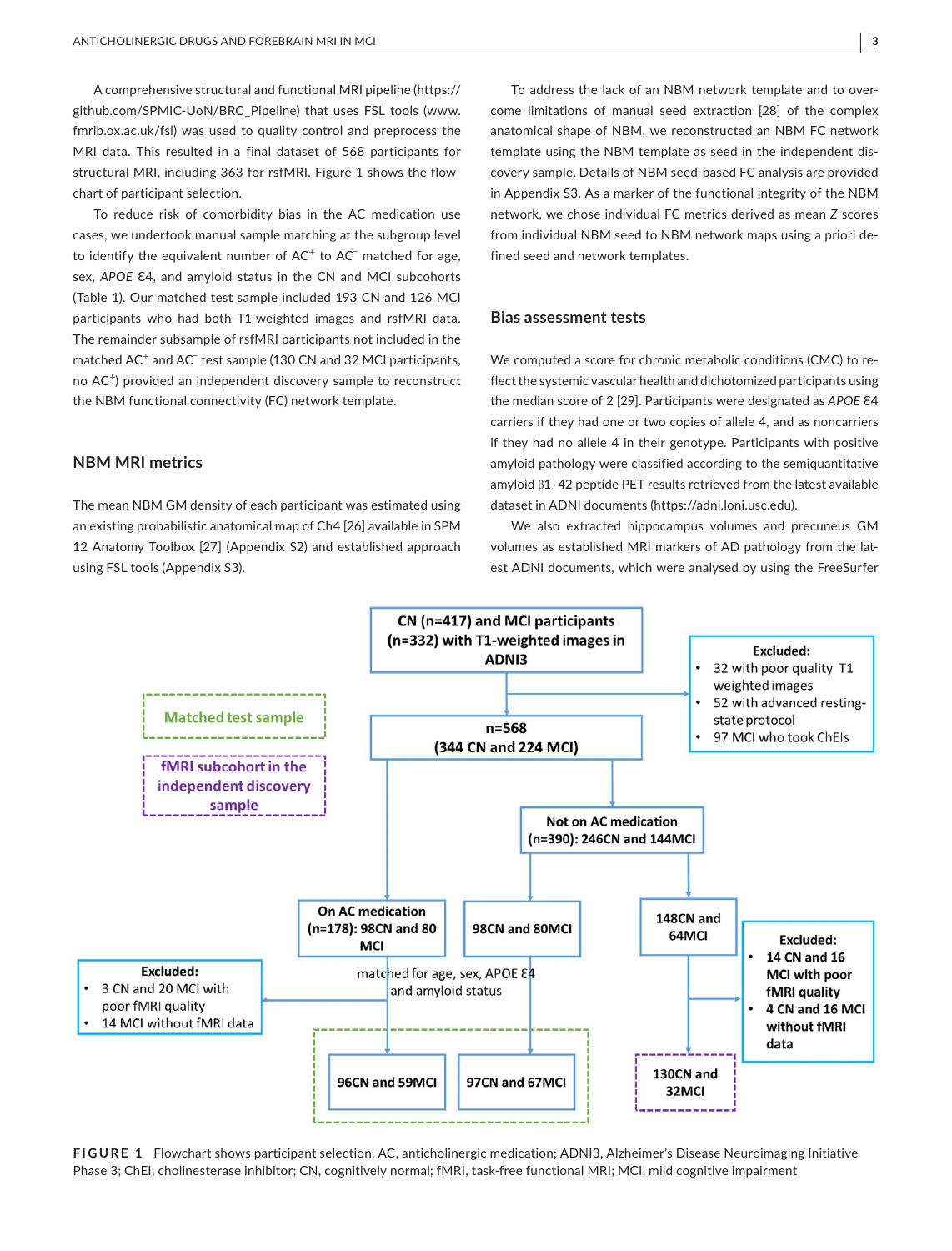A comprehensive structural and functional MRI pipeline (https://github.com/SPMIC-UoN/BRC_Pipeline) that uses FSL tools (www.fmrib.ox.ac.uk/fsl) was used to quality control and preprocess the MRI data. This resulted in a final dataset of 568 participants for structural MRI, including 363 for rsfMRI. Figure 1 shows the flowchart of participant selection.

To reduce risk of comorbidity bias in the AC medication use cases, we undertook manual sample matching at the subgroup level to identify the equivalent number of AC$^+$ to AC$^-$ matched for age, sex, *APOE* Ɛ4, and amyloid status in the CN and MCI subcohorts (Table 1). Our matched test sample included 193 CN and 126 MCI participants who had both T1-weighted images and rsfMRI data. The remainder subsample of rsfMRI participants not included in the matched AC$^+$ and AC$^-$ test sample (130 CN and 32 MCI participants, no AC$^+$) provided an independent discovery sample to reconstruct the NBM functional connectivity (FC) network template.

## NBM MRI metrics

The mean NBM GM density of each participant was estimated using an existing probabilistic anatomical map of Ch4 [26] available in SPM 12 Anatomy Toolbox [27] (Appendix S2) and established approach using FSL tools (Appendix S3).

To address the lack of an NBM network template and to overcome limitations of manual seed extraction [28] of the complex anatomical shape of NBM, we reconstructed an NBM FC network template using the NBM template as seed in the independent discovery sample. Details of NBM seed-based FC analysis are provided in Appendix S3. As a marker of the functional integrity of the NBM network, we chose individual FC metrics derived as mean *Z* scores from individual NBM seed to NBM network maps using a priori defined seed and network templates.

## Bias assessment tests

We computed a score for chronic metabolic conditions (CMC) to reflect the systemic vascular health and dichotomized participants using the median score of 2 [29]. Participants were designated as *APOE* Ɛ4 carriers if they had one or two copies of allele 4, and as noncarriers if they had no allele 4 in their genotype. Participants with positive amyloid pathology were classified according to the semiquantitative amyloid β1–42 peptide PET results retrieved from the latest available dataset in ADNI documents (https://adni.loni.usc.edu).

We also extracted hippocampus volumes and precuneus GM volumes as established MRI markers of AD pathology from the latest ADNI documents, which were analysed by using the FreeSurfer

**FIGURE 1** Flowchart shows participant selection. AC, anticholinergic medication; ADNI3, Alzheimer's Disease Neuroimaging Initiative Phase 3; ChEI, cholinesterase inhibitor; CN, cognitively normal; fMRI, task-free functional MRI; MCI, mild cognitive impairment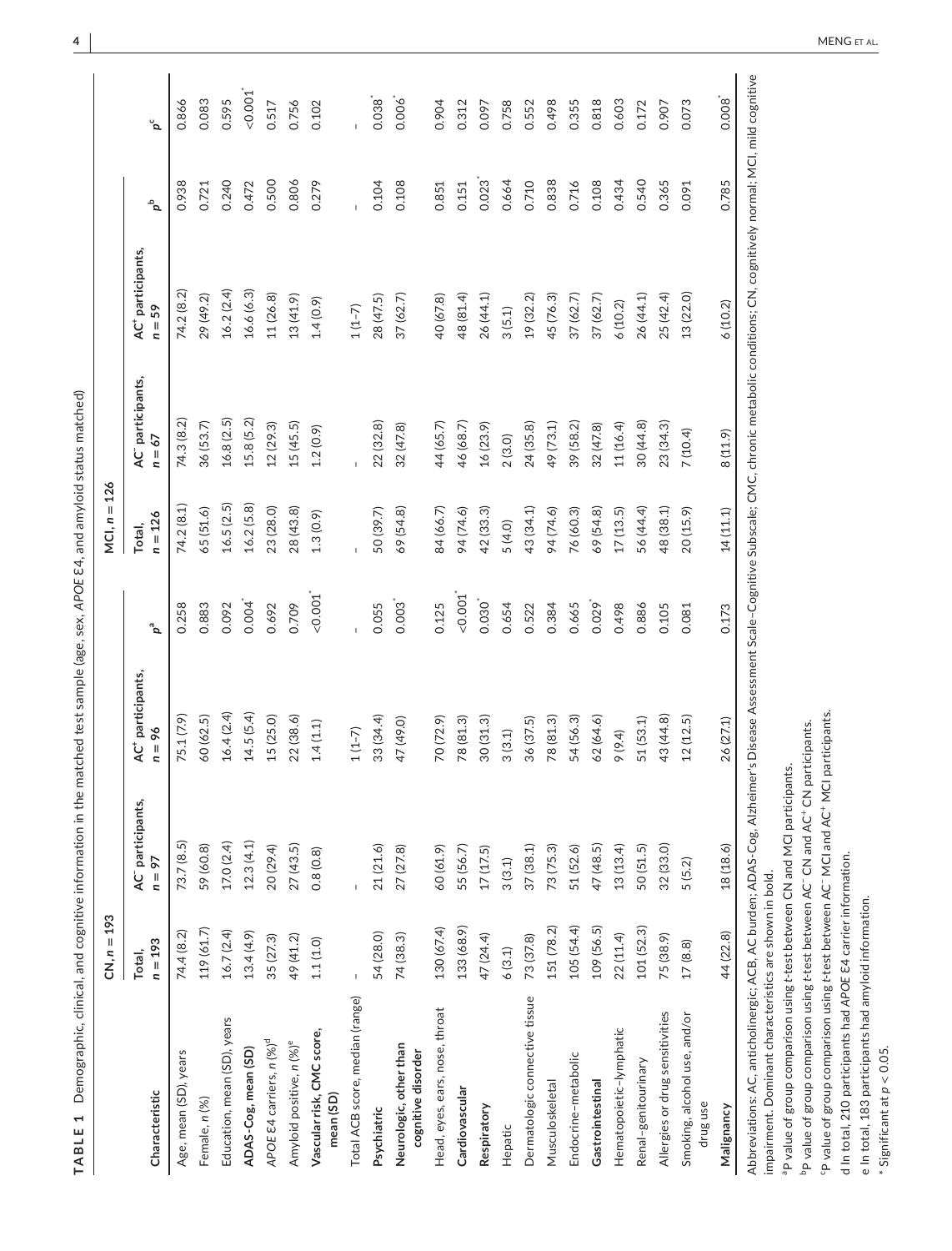**TABLE 1** Demographic, clinical, and cognitive information in the matched test sample (age, sex, *APOE* ε4, and amyloid status matched)

| Characteristic | CN, n = 193 | | | | MCI, n = 126 | | | | |
|---|---|---|---|---|---|---|---|---|---|
| | Total, n = 193 | AC⁻ participants, n = 97 | AC⁺ participants, n = 96 | p[a] | Total, n = 126 | AC⁻ participants, n = 67 | AC⁺ participants, n = 59 | p[b] | p[c] |
| Age, mean (SD), years | 74.4 (8.2) | 73.7 (8.5) | 75.1 (7.9) | 0.258 | 74.2 (8.1) | 74.3 (8.2) | 74.2 (8.2) | 0.938 | 0.866 |
| Female, n (%) | 119 (61.7) | 59 (60.8) | 60 (62.5) | 0.883 | 65 (51.6) | 36 (53.7) | 29 (49.2) | 0.721 | 0.083 |
| Education, mean (SD), years | 16.7 (2.4) | 17.0 (2.4) | 16.4 (2.4) | 0.092 | 16.5 (2.5) | 16.8 (2.5) | 16.2 (2.4) | 0.240 | 0.595 |
| **ADAS-Cog, mean (SD)** | 13.4 (4.9) | 12.3 (4.1) | 14.5 (5.4) | 0.004* | 16.2 (5.8) | 15.8 (5.2) | 16.6 (6.3) | 0.472 | <0.001* |
| *APOE* ε4 carriers, n (%)[d] | 35 (27.3) | 20 (29.4) | 15 (25.0) | 0.692 | 23 (28.0) | 12 (29.3) | 11 (26.8) | 0.500 | 0.517 |
| Amyloid positive, n (%)[e] | 49 (41.2) | 27 (43.5) | 22 (38.6) | 0.709 | 28 (43.8) | 15 (45.5) | 13 (41.9) | 0.806 | 0.756 |
| **Vascular risk, CMC score, mean (SD)** | 1.1 (1.0) | 0.8 (0.8) | 1.4 (1.1) | <0.001* | 1.3 (0.9) | 1.2 (0.9) | 1.4 (0.9) | 0.279 | 0.102 |
| Total ACB score, median (range) | – | – | 1 (1–7) | – | – | – | 1 (1–7) | – | – |
| **Psychiatric** | 54 (28.0) | 21 (21.6) | 33 (34.4) | 0.055 | 50 (39.7) | 22 (32.8) | 28 (47.5) | 0.104 | 0.038* |
| **Neurologic, other than cognitive disorder** | 74 (38.3) | 27 (27.8) | 47 (49.0) | 0.003* | 69 (54.8) | 32 (47.8) | 37 (62.7) | 0.108 | 0.006* |
| Head, eyes, ears, nose, throat | 130 (67.4) | 60 (61.9) | 70 (72.9) | 0.125 | 84 (66.7) | 44 (65.7) | 40 (67.8) | 0.851 | 0.904 |
| **Cardiovascular** | 133 (68.9) | 55 (56.7) | 78 (81.3) | <0.001* | 94 (74.6) | 46 (68.7) | 48 (81.4) | 0.151 | 0.312 |
| **Respiratory** | 47 (24.4) | 17 (17.5) | 30 (31.3) | 0.030* | 42 (33.3) | 16 (23.9) | 26 (44.1) | 0.023* | 0.097 |
| Hepatic | 6 (3.1) | 3 (3.1) | 3 (3.1) | 0.654 | 5 (4.0) | 2 (3.0) | 3 (5.1) | 0.664 | 0.758 |
| Dermatologic connective tissue | 73 (37.8) | 37 (38.1) | 36 (37.5) | 0.522 | 43 (34.1) | 24 (35.8) | 19 (32.2) | 0.710 | 0.552 |
| Musculoskeletal | 151 (78.2) | 73 (75.3) | 78 (81.3) | 0.384 | 94 (74.6) | 49 (73.1) | 45 (76.3) | 0.838 | 0.498 |
| Endocrine–metabolic | 105 (54.4) | 51 (52.6) | 54 (56.3) | 0.665 | 76 (60.3) | 39 (58.2) | 37 (62.7) | 0.716 | 0.355 |
| **Gastrointestinal** | 109 (56.5) | 47 (48.5) | 62 (64.6) | 0.029* | 69 (54.8) | 32 (47.8) | 37 (62.7) | 0.108 | 0.818 |
| Hematopoietic–lymphatic | 22 (11.4) | 13 (13.4) | 9 (9.4) | 0.498 | 17 (13.5) | 11 (16.4) | 6 (10.2) | 0.434 | 0.603 |
| Renal–genitourinary | 101 (52.3) | 50 (51.5) | 51 (53.1) | 0.886 | 56 (44.4) | 30 (44.8) | 26 (44.1) | 0.540 | 0.172 |
| Allergies or drug sensitivities | 75 (38.9) | 32 (33.0) | 43 (44.8) | 0.105 | 48 (38.1) | 23 (34.3) | 25 (42.4) | 0.365 | 0.907 |
| Smoking, alcohol use, and/or drug use | 17 (8.8) | 5 (5.2) | 12 (12.5) | 0.081 | 20 (15.9) | 7 (10.4) | 13 (22.0) | 0.091 | 0.073 |
| **Malignancy** | 44 (22.8) | 18 (18.6) | 26 (27.1) | 0.173 | 14 (11.1) | 8 (11.9) | 6 (10.2) | 0.785 | 0.008* |

Abbreviations: AC, anticholinergic; ACB, AC burden; ADAS-Cog, Alzheimer's Disease Assessment Scale–Cognitive Subscale; CMC, chronic metabolic conditions; CN, cognitively normal; MCI, mild cognitive impairment. Dominant characteristics are shown in bold.

[a] P value of group comparison using t-test between CN and MCI participants.

[b] P value of group comparison using t-test between AC⁻ CN and AC⁺ CN participants.

[c] P value of group comparison using t-test between AC⁻ MCI and AC⁺ MCI participants.

d In total, 210 participants had *APOE* ε4 carrier information.

e In total, 183 participants had amyloid information.

\* Significant at $p < 0.05$.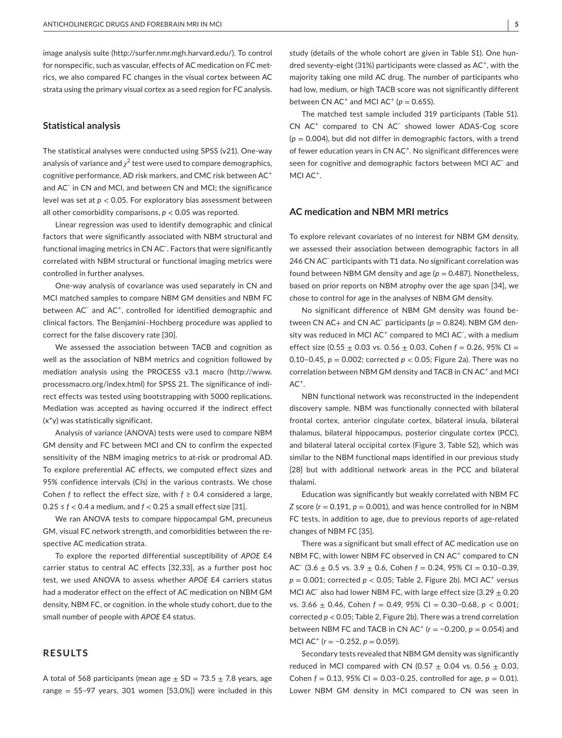image analysis suite (http://surfer.nmr.mgh.harvard.edu/). To control for nonspecific, such as vascular, effects of AC medication on FC metrics, we also compared FC changes in the visual cortex between AC strata using the primary visual cortex as a seed region for FC analysis.

## Statistical analysis

The statistical analyses were conducted using SPSS (v21). One-way analysis of variance and $\chi^2$ test were used to compare demographics, cognitive performance, AD risk markers, and CMC risk between AC$^+$ and AC$^-$ in CN and MCI, and between CN and MCI; the significance level was set at $p < 0.05$. For exploratory bias assessment between all other comorbidity comparisons, $p < 0.05$ was reported.

Linear regression was used to identify demographic and clinical factors that were significantly associated with NBM structural and functional imaging metrics in CN AC$^-$. Factors that were significantly correlated with NBM structural or functional imaging metrics were controlled in further analyses.

One-way analysis of covariance was used separately in CN and MCI matched samples to compare NBM GM densities and NBM FC between AC$^-$ and AC$^+$, controlled for identified demographic and clinical factors. The Benjamini–Hochberg procedure was applied to correct for the false discovery rate [30].

We assessed the association between TACB and cognition as well as the association of NBM metrics and cognition followed by mediation analysis using the PROCESS v3.1 macro (http://www.processmacro.org/index.html) for SPSS 21. The significance of indirect effects was tested using bootstrapping with 5000 replications. Mediation was accepted as having occurred if the indirect effect (x*y) was statistically significant.

Analysis of variance (ANOVA) tests were used to compare NBM GM density and FC between MCI and CN to confirm the expected sensitivity of the NBM imaging metrics to at-risk or prodromal AD. To explore preferential AC effects, we computed effect sizes and 95% confidence intervals (CIs) in the various contrasts. We chose Cohen *f* to reflect the effect size, with $f \geq 0.4$ considered a large, $0.25 \leq f < 0.4$ a medium, and $f < 0.25$ a small effect size [31].

We ran ANOVA tests to compare hippocampal GM, precuneus GM, visual FC network strength, and comorbidities between the respective AC medication strata.

To explore the reported differential susceptibility of *APOE* Ɛ4 carrier status to central AC effects [32,33], as a further post hoc test, we used ANOVA to assess whether *APOE* Ɛ4 carriers status had a moderator effect on the effect of AC medication on NBM GM density, NBM FC, or cognition. in the whole study cohort, due to the small number of people with *APOE* Ɛ4 status.

# RESULTS

A total of 568 participants (mean age ± SD = 73.5 ± 7.8 years, age range = 55–97 years, 301 women [53.0%]) were included in this study (details of the whole cohort are given in Table S1). One hundred seventy-eight (31%) participants were classed as AC$^+$, with the majority taking one mild AC drug. The number of participants who had low, medium, or high TACB score was not significantly different between CN AC$^+$ and MCI AC$^+$ ($p = 0.655$).

The matched test sample included 319 participants (Table S1). CN AC$^+$ compared to CN AC$^-$ showed lower ADAS-Cog score ($p = 0.004$), but did not differ in demographic factors, with a trend of fewer education years in CN AC$^+$. No significant differences were seen for cognitive and demographic factors between MCI AC$^-$ and MCI AC$^+$.

## AC medication and NBM MRI metrics

To explore relevant covariates of no interest for NBM GM density, we assessed their association between demographic factors in all 246 CN AC$^-$ participants with T1 data. No significant correlation was found between NBM GM density and age ($p = 0.487$). Nonetheless, based on prior reports on NBM atrophy over the age span [34], we chose to control for age in the analyses of NBM GM density.

No significant difference of NBM GM density was found between CN AC+ and CN AC$^-$ participants ($p = 0.824$). NBM GM density was reduced in MCI AC$^+$ compared to MCI AC$^-$, with a medium effect size (0.55 ± 0.03 vs. 0.56 ± 0.03, Cohen $f = 0.26$, 95% CI = 0.10–0.45, $p = 0.002$; corrected $p < 0.05$; Figure 2a). There was no correlation between NBM GM density and TACB in CN AC$^+$ and MCI AC$^+$.

NBN functional network was reconstructed in the independent discovery sample. NBM was functionally connected with bilateral frontal cortex, anterior cingulate cortex, bilateral insula, bilateral thalamus, bilateral hippocampus, posterior cingulate cortex (PCC), and bilateral lateral occipital cortex (Figure 3, Table S2), which was similar to the NBM functional maps identified in our previous study [28] but with additional network areas in the PCC and bilateral thalami.

Education was significantly but weakly correlated with NBM FC *Z* score ($r = 0.191$, $p = 0.001$), and was hence controlled for in NBM FC tests, in addition to age, due to previous reports of age-related changes of NBM FC [35].

There was a significant but small effect of AC medication use on NBM FC, with lower NBM FC observed in CN AC$^+$ compared to CN AC$^-$ (3.6 ± 0.5 vs. 3.9 ± 0.6, Cohen $f = 0.24$, 95% CI = 0.10–0.39, $p = 0.001$; corrected $p < 0.05$; Table 2, Figure 2b). MCI AC$^+$ versus MCI AC$^-$ also had lower NBM FC, with large effect size (3.29 ± 0.20 vs. 3.66 ± 0.46, Cohen $f = 0.49$, 95% CI = 0.30–0.68, $p < 0.001$; corrected $p < 0.05$; Table 2, Figure 2b). There was a trend correlation between NBM FC and TACB in CN AC$^+$ ($r = -0.200$, $p = 0.054$) and MCI AC$^+$ ($r = -0.252$, $p = 0.059$).

Secondary tests revealed that NBM GM density was significantly reduced in MCI compared with CN (0.57 ± 0.04 vs. 0.56 ± 0.03, Cohen $f = 0.13$, 95% CI = 0.03–0.25, controlled for age, $p = 0.01$). Lower NBM GM density in MCI compared to CN was seen in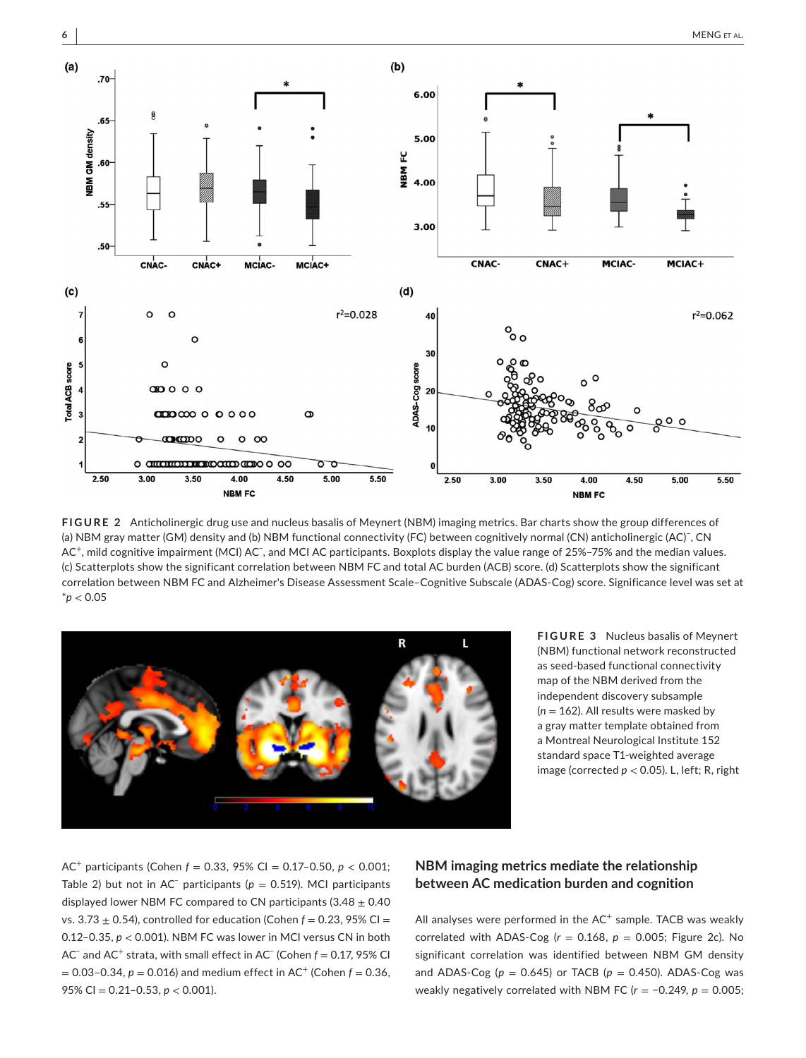**FIGURE 2** Anticholinergic drug use and nucleus basalis of Meynert (NBM) imaging metrics. Bar charts show the group differences of (a) NBM gray matter (GM) density and (b) NBM functional connectivity (FC) between cognitively normal (CN) anticholinergic (AC)$^-$, CN AC$^+$, mild cognitive impairment (MCI) AC$^-$, and MCI AC participants. Boxplots display the value range of 25%–75% and the median values. (c) Scatterplots show the significant correlation between NBM FC and total AC burden (ACB) score. (d) Scatterplots show the significant correlation between NBM FC and Alzheimer's Disease Assessment Scale–Cognitive Subscale (ADAS-Cog) score. Significance level was set at $^*p < 0.05$

**FIGURE 3** Nucleus basalis of Meynert (NBM) functional network reconstructed as seed-based functional connectivity map of the NBM derived from the independent discovery subsample ($n = 162$). All results were masked by a gray matter template obtained from a Montreal Neurological Institute 152 standard space T1-weighted average image (corrected $p < 0.05$). L, left; R, right

AC$^+$ participants (Cohen $f = 0.33$, 95% CI = 0.17–0.50, $p < 0.001$; Table 2) but not in AC$^-$ participants ($p = 0.519$). MCI participants displayed lower NBM FC compared to CN participants (3.48 ± 0.40 vs. 3.73 ± 0.54), controlled for education (Cohen $f = 0.23$, 95% CI = 0.12–0.35, $p < 0.001$). NBM FC was lower in MCI versus CN in both AC$^-$ and AC$^+$ strata, with small effect in AC$^-$ (Cohen $f = 0.17$, 95% CI = 0.03–0.34, $p = 0.016$) and medium effect in AC$^+$ (Cohen $f = 0.36$, 95% CI = 0.21–0.53, $p < 0.001$).

## NBM imaging metrics mediate the relationship between AC medication burden and cognition

All analyses were performed in the AC$^+$ sample. TACB was weakly correlated with ADAS-Cog ($r = 0.168$, $p = 0.005$; Figure 2c). No significant correlation was identified between NBM GM density and ADAS-Cog ($p = 0.645$) or TACB ($p = 0.450$). ADAS-Cog was weakly negatively correlated with NBM FC ($r = -0.249$, $p = 0.005$;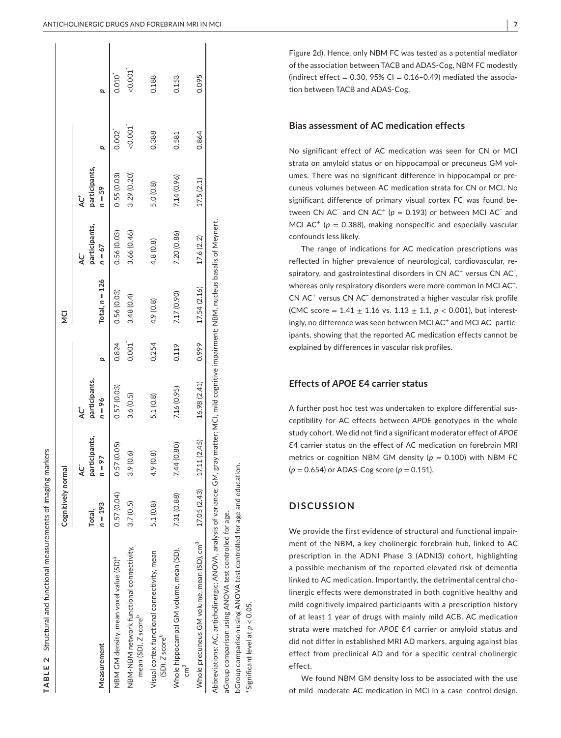**TABLE 2** Structural and functional measurements of imaging markers

| Measurement | Cognitively normal | | | | MCI | | | |
|---|---|---|---|---|---|---|---|---|
| | Total, $n = 193$ | AC⁻ participants, $n = 97$ | AC⁺ participants, $n = 96$ | $p$ | Total, $n = 126$ | AC⁻ participants, $n = 67$ | AC⁺ participants, $n = 59$ | $p$ |
| NBM GM density, mean voxel value (SD)[a] | 0.57 (0.04) | 0.57 (0.05) | 0.57 (0.03) | 0.824 | 0.56 (0.03) | 0.56 (0.03) | 0.55 (0.03) | 0.002* |
| NBM-NBM network functional connectivity, mean (SD), Z score[b] | 3.7 (0.5) | 3.9 (0.6) | 3.6 (0.5) | 0.001* | 3.48 (0.4) | 3.66 (0.46) | 3.29 (0.20) | <0.001* |
| Visual cortex functional connectivity, mean (SD), Z score[b] | 5.1 (0.8) | 4.9 (0.8) | 5.1 (0.8) | 0.254 | 4.9 (0.8) | 4.8 (0.8) | 5.0 (0.8) | 0.388 |
| Whole hippocampal GM volume, mean (SD), cm³ | 7.31 (0.88) | 7.44 (0.80) | 7.16 (0.95) | 0.119 | 7.17 (0.90) | 7.20 (0.86) | 7.14 (0.96) | 0.581 |
| Whole precuneus GM volume, mean (SD), cm³ | 17.05 (2.43) | 17.11 (2.45) | 16.98 (2.41) | 0.999 | 17.54 (2.16) | 17.6 (2.2) | 17.5 (2.1) | 0.864 |

| (cont.) | MCI vs. CN $p$ |
|---|---|
| NBM GM density | 0.010* |
| NBM-NBM network functional connectivity | <0.001* |
| Visual cortex functional connectivity | 0.188 |
| Whole hippocampal GM volume | 0.153 |
| Whole precuneus GM volume | 0.095 |

Abbreviations: AC, anticholinergic; ANOVA, analysis of variance; GM, gray matter; MCI, mild cognitive impairment; NBM, nucleus basalis of Meynert.

aGroup comparison using ANOVA test controlled for age.

bGroup comparison using ANOVA test controlled for age and education.

*Significant level at $p < 0.05$.

Figure 2d). Hence, only NBM FC was tested as a potential mediator of the association between TACB and ADAS-Cog. NBM FC modestly (indirect effect = 0.30, 95% CI = 0.16–0.49) mediated the association between TACB and ADAS-Cog.

### Bias assessment of AC medication effects

No significant effect of AC medication was seen for CN or MCI strata on amyloid status or on hippocampal or precuneus GM volumes. There was no significant difference in hippocampal or precuneus volumes between AC medication strata for CN or MCI. No significant difference of primary visual cortex FC was found between CN AC⁻ and CN AC⁺ ($p = 0.193$) or between MCI AC⁻ and MCI AC⁺ ($p = 0.388$), making nonspecific and especially vascular confounds less likely.

The range of indications for AC medication prescriptions was reflected in higher prevalence of neurological, cardiovascular, respiratory, and gastrointestinal disorders in CN AC⁺ versus CN AC⁻, whereas only respiratory disorders were more common in MCI AC⁺. CN AC⁺ versus CN AC⁻ demonstrated a higher vascular risk profile (CMC score = 1.41 ± 1.16 vs. 1.13 ± 1.1, $p < 0.001$), but interestingly, no difference was seen between MCI AC⁺ and MCI AC⁻ participants, showing that the reported AC medication effects cannot be explained by differences in vascular risk profiles.

### Effects of *APOE* ε4 carrier status

A further post hoc test was undertaken to explore differential susceptibility for AC effects between *APOE* genotypes in the whole study cohort. We did not find a significant moderator effect of *APOE* ε4 carrier status on the effect of AC medication on forebrain MRI metrics or cognition NBM GM density ($p = 0.100$) with NBM FC ($p = 0.654$) or ADAS-Cog score ($p = 0.151$).

## DISCUSSION

We provide the first evidence of structural and functional impairment of the NBM, a key cholinergic forebrain hub, linked to AC prescription in the ADNI Phase 3 (ADNI3) cohort, highlighting a possible mechanism of the reported elevated risk of dementia linked to AC medication. Importantly, the detrimental central cholinergic effects were demonstrated in both cognitive healthy and mild cognitively impaired participants with a prescription history of at least 1 year of drugs with mainly mild ACB. AC medication strata were matched for *APOE* ε4 carrier or amyloid status and did not differ in established MRI AD markers, arguing against bias effect from preclinical AD and for a specific central cholinergic effect.

We found NBM GM density loss to be associated with the use of mild–moderate AC medication in MCI in a case–control design,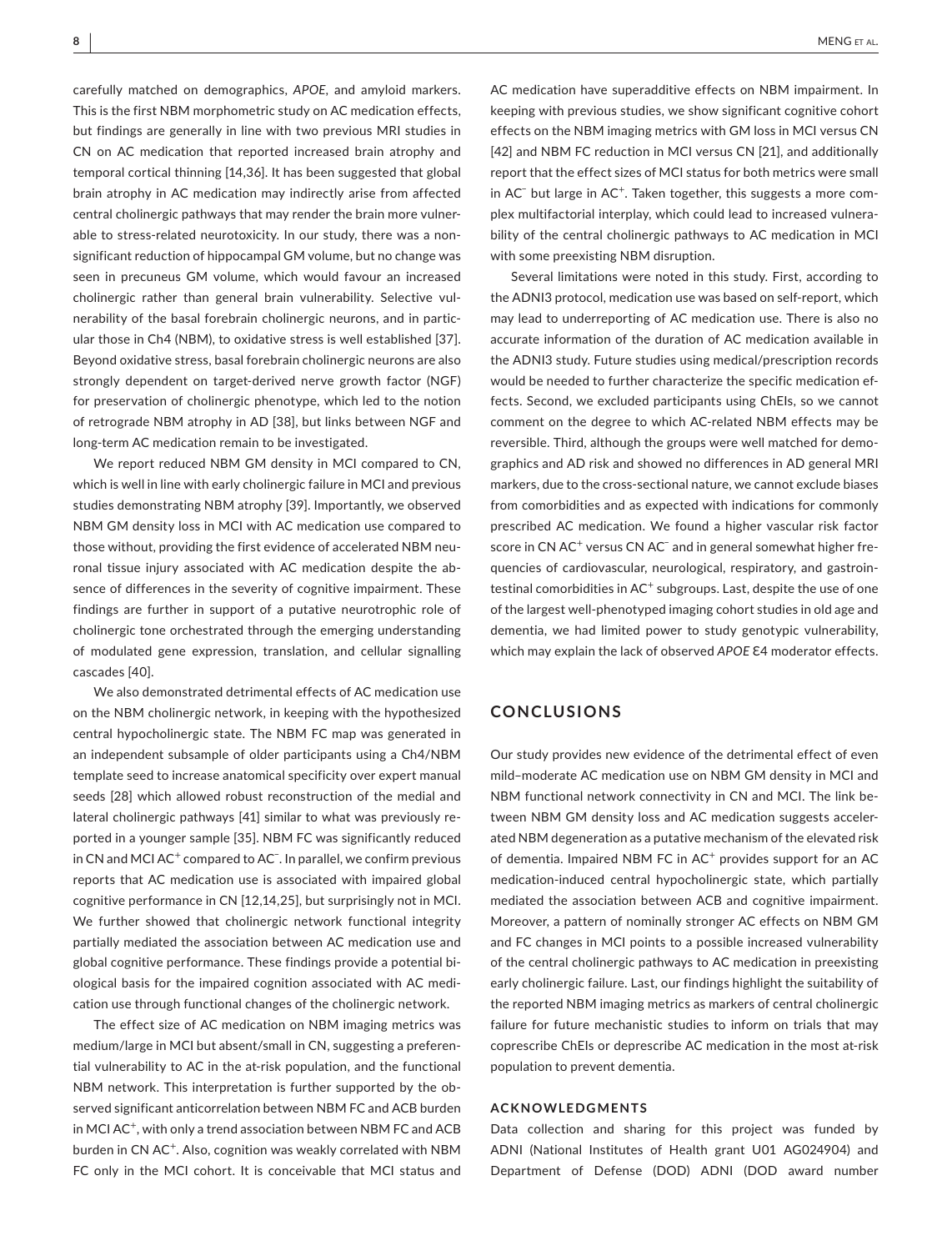carefully matched on demographics, *APOE*, and amyloid markers. This is the first NBM morphometric study on AC medication effects, but findings are generally in line with two previous MRI studies in CN on AC medication that reported increased brain atrophy and temporal cortical thinning [14,36]. It has been suggested that global brain atrophy in AC medication may indirectly arise from affected central cholinergic pathways that may render the brain more vulnerable to stress-related neurotoxicity. In our study, there was a nonsignificant reduction of hippocampal GM volume, but no change was seen in precuneus GM volume, which would favour an increased cholinergic rather than general brain vulnerability. Selective vulnerability of the basal forebrain cholinergic neurons, and in particular those in Ch4 (NBM), to oxidative stress is well established [37]. Beyond oxidative stress, basal forebrain cholinergic neurons are also strongly dependent on target-derived nerve growth factor (NGF) for preservation of cholinergic phenotype, which led to the notion of retrograde NBM atrophy in AD [38], but links between NGF and long-term AC medication remain to be investigated.

We report reduced NBM GM density in MCI compared to CN, which is well in line with early cholinergic failure in MCI and previous studies demonstrating NBM atrophy [39]. Importantly, we observed NBM GM density loss in MCI with AC medication use compared to those without, providing the first evidence of accelerated NBM neuronal tissue injury associated with AC medication despite the absence of differences in the severity of cognitive impairment. These findings are further in support of a putative neurotrophic role of cholinergic tone orchestrated through the emerging understanding of modulated gene expression, translation, and cellular signalling cascades [40].

We also demonstrated detrimental effects of AC medication use on the NBM cholinergic network, in keeping with the hypothesized central hypocholinergic state. The NBM FC map was generated in an independent subsample of older participants using a Ch4/NBM template seed to increase anatomical specificity over expert manual seeds [28] which allowed robust reconstruction of the medial and lateral cholinergic pathways [41] similar to what was previously reported in a younger sample [35]. NBM FC was significantly reduced in CN and MCI AC$^+$ compared to AC$^-$. In parallel, we confirm previous reports that AC medication use is associated with impaired global cognitive performance in CN [12,14,25], but surprisingly not in MCI. We further showed that cholinergic network functional integrity partially mediated the association between AC medication use and global cognitive performance. These findings provide a potential biological basis for the impaired cognition associated with AC medication use through functional changes of the cholinergic network.

The effect size of AC medication on NBM imaging metrics was medium/large in MCI but absent/small in CN, suggesting a preferential vulnerability to AC in the at-risk population, and the functional NBM network. This interpretation is further supported by the observed significant anticorrelation between NBM FC and ACB burden in MCI AC$^+$, with only a trend association between NBM FC and ACB burden in CN AC$^+$. Also, cognition was weakly correlated with NBM FC only in the MCI cohort. It is conceivable that MCI status and AC medication have superadditive effects on NBM impairment. In keeping with previous studies, we show significant cognitive cohort effects on the NBM imaging metrics with GM loss in MCI versus CN [42] and NBM FC reduction in MCI versus CN [21], and additionally report that the effect sizes of MCI status for both metrics were small in AC$^-$ but large in AC$^+$. Taken together, this suggests a more complex multifactorial interplay, which could lead to increased vulnerability of the central cholinergic pathways to AC medication in MCI with some preexisting NBM disruption.

Several limitations were noted in this study. First, according to the ADNI3 protocol, medication use was based on self-report, which may lead to underreporting of AC medication use. There is also no accurate information of the duration of AC medication available in the ADNI3 study. Future studies using medical/prescription records would be needed to further characterize the specific medication effects. Second, we excluded participants using ChEIs, so we cannot comment on the degree to which AC-related NBM effects may be reversible. Third, although the groups were well matched for demographics and AD risk and showed no differences in AD general MRI markers, due to the cross-sectional nature, we cannot exclude biases from comorbidities and as expected with indications for commonly prescribed AC medication. We found a higher vascular risk factor score in CN AC$^+$ versus CN AC$^-$ and in general somewhat higher frequencies of cardiovascular, neurological, respiratory, and gastrointestinal comorbidities in AC$^+$ subgroups. Last, despite the use of one of the largest well-phenotyped imaging cohort studies in old age and dementia, we had limited power to study genotypic vulnerability, which may explain the lack of observed *APOE* ε4 moderator effects.

## CONCLUSIONS

Our study provides new evidence of the detrimental effect of even mild–moderate AC medication use on NBM GM density in MCI and NBM functional network connectivity in CN and MCI. The link between NBM GM density loss and AC medication suggests accelerated NBM degeneration as a putative mechanism of the elevated risk of dementia. Impaired NBM FC in AC$^+$ provides support for an AC medication-induced central hypocholinergic state, which partially mediated the association between ACB and cognitive impairment. Moreover, a pattern of nominally stronger AC effects on NBM GM and FC changes in MCI points to a possible increased vulnerability of the central cholinergic pathways to AC medication in preexisting early cholinergic failure. Last, our findings highlight the suitability of the reported NBM imaging metrics as markers of central cholinergic failure for future mechanistic studies to inform on trials that may coprescribe ChEIs or deprescribe AC medication in the most at-risk population to prevent dementia.

### ACKNOWLEDGMENTS

Data collection and sharing for this project was funded by ADNI (National Institutes of Health grant U01 AG024904) and Department of Defense (DOD) ADNI (DOD award number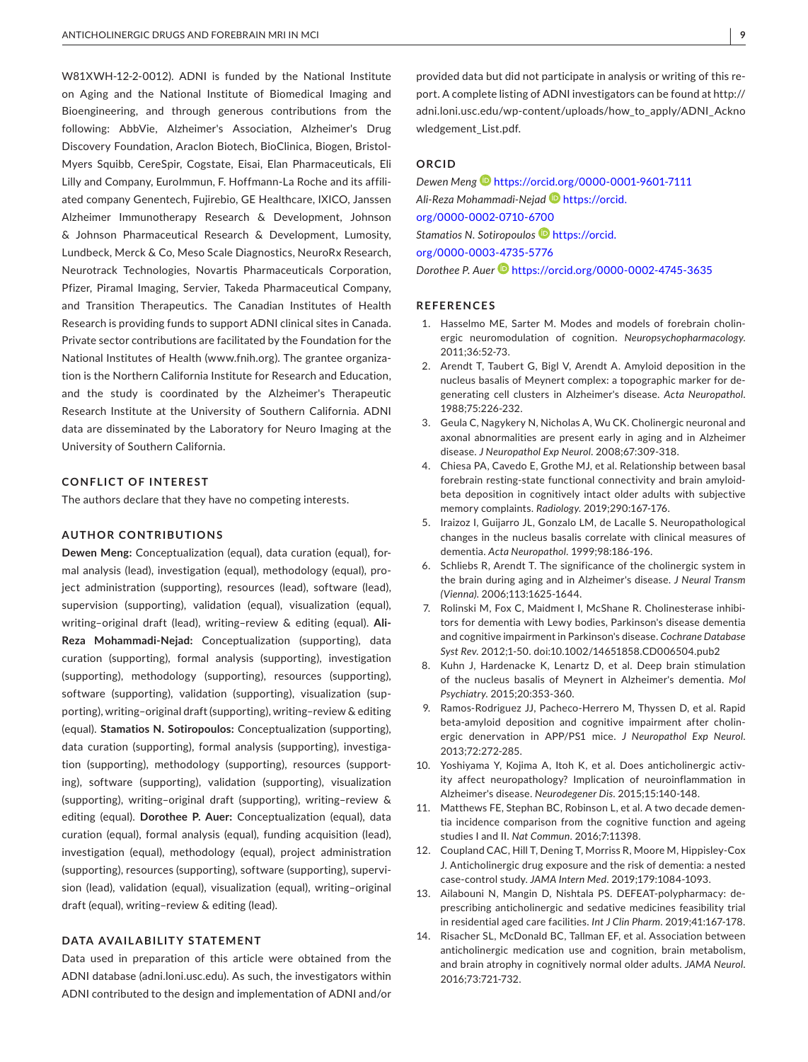W81XWH-12-2-0012). ADNI is funded by the National Institute on Aging and the National Institute of Biomedical Imaging and Bioengineering, and through generous contributions from the following: AbbVie, Alzheimer's Association, Alzheimer's Drug Discovery Foundation, Araclon Biotech, BioClinica, Biogen, Bristol-Myers Squibb, CereSpir, Cogstate, Eisai, Elan Pharmaceuticals, Eli Lilly and Company, EuroImmun, F. Hoffmann-La Roche and its affiliated company Genentech, Fujirebio, GE Healthcare, IXICO, Janssen Alzheimer Immunotherapy Research & Development, Johnson & Johnson Pharmaceutical Research & Development, Lumosity, Lundbeck, Merck & Co, Meso Scale Diagnostics, NeuroRx Research, Neurotrack Technologies, Novartis Pharmaceuticals Corporation, Pfizer, Piramal Imaging, Servier, Takeda Pharmaceutical Company, and Transition Therapeutics. The Canadian Institutes of Health Research is providing funds to support ADNI clinical sites in Canada. Private sector contributions are facilitated by the Foundation for the National Institutes of Health (www.fnih.org). The grantee organization is the Northern California Institute for Research and Education, and the study is coordinated by the Alzheimer's Therapeutic Research Institute at the University of Southern California. ADNI data are disseminated by the Laboratory for Neuro Imaging at the University of Southern California.

## CONFLICT OF INTEREST

The authors declare that they have no competing interests.

## AUTHOR CONTRIBUTIONS

**Dewen Meng:** Conceptualization (equal), data curation (equal), formal analysis (lead), investigation (equal), methodology (equal), project administration (supporting), resources (lead), software (lead), supervision (supporting), validation (equal), visualization (equal), writing–original draft (lead), writing–review & editing (equal). **Ali-Reza Mohammadi-Nejad:** Conceptualization (supporting), data curation (supporting), formal analysis (supporting), investigation (supporting), methodology (supporting), resources (supporting), software (supporting), validation (supporting), visualization (supporting), writing–original draft (supporting), writing–review & editing (equal). **Stamatios N. Sotiropoulos:** Conceptualization (supporting), data curation (supporting), formal analysis (supporting), investigation (supporting), methodology (supporting), resources (supporting), software (supporting), validation (supporting), visualization (supporting), writing–original draft (supporting), writing–review & editing (equal). **Dorothee P. Auer:** Conceptualization (equal), data curation (equal), formal analysis (equal), funding acquisition (lead), investigation (equal), methodology (equal), project administration (supporting), resources (supporting), software (supporting), supervision (lead), validation (equal), visualization (equal), writing–original draft (equal), writing–review & editing (lead).

## DATA AVAILABILITY STATEMENT

Data used in preparation of this article were obtained from the ADNI database (adni.loni.usc.edu). As such, the investigators within ADNI contributed to the design and implementation of ADNI and/or provided data but did not participate in analysis or writing of this report. A complete listing of ADNI investigators can be found at http://adni.loni.usc.edu/wp-content/uploads/how_to_apply/ADNI_Acknowledgement_List.pdf.

## ORCID

*Dewen Meng* https://orcid.org/0000-0001-9601-7111
*Ali-Reza Mohammadi-Nejad* https://orcid.org/0000-0002-0710-6700
*Stamatios N. Sotiropoulos* https://orcid.org/0000-0003-4735-5776
*Dorothee P. Auer* https://orcid.org/0000-0002-4745-3635

## REFERENCES

1. Hasselmo ME, Sarter M. Modes and models of forebrain cholinergic neuromodulation of cognition. *Neuropsychopharmacology*. 2011;36:52-73.
2. Arendt T, Taubert G, Bigl V, Arendt A. Amyloid deposition in the nucleus basalis of Meynert complex: a topographic marker for degenerating cell clusters in Alzheimer's disease. *Acta Neuropathol*. 1988;75:226-232.
3. Geula C, Nagykery N, Nicholas A, Wu CK. Cholinergic neuronal and axonal abnormalities are present early in aging and in Alzheimer disease. *J Neuropathol Exp Neurol*. 2008;67:309-318.
4. Chiesa PA, Cavedo E, Grothe MJ, et al. Relationship between basal forebrain resting-state functional connectivity and brain amyloid-beta deposition in cognitively intact older adults with subjective memory complaints. *Radiology*. 2019;290:167-176.
5. Iraizoz I, Guijarro JL, Gonzalo LM, de Lacalle S. Neuropathological changes in the nucleus basalis correlate with clinical measures of dementia. *Acta Neuropathol*. 1999;98:186-196.
6. Schliebs R, Arendt T. The significance of the cholinergic system in the brain during aging and in Alzheimer's disease. *J Neural Transm (Vienna)*. 2006;113:1625-1644.
7. Rolinski M, Fox C, Maidment I, McShane R. Cholinesterase inhibitors for dementia with Lewy bodies, Parkinson's disease dementia and cognitive impairment in Parkinson's disease. *Cochrane Database Syst Rev*. 2012;1-50. doi:10.1002/14651858.CD006504.pub2
8. Kuhn J, Hardenacke K, Lenartz D, et al. Deep brain stimulation of the nucleus basalis of Meynert in Alzheimer's dementia. *Mol Psychiatry*. 2015;20:353-360.
9. Ramos-Rodriguez JJ, Pacheco-Herrero M, Thyssen D, et al. Rapid beta-amyloid deposition and cognitive impairment after cholinergic denervation in APP/PS1 mice. *J Neuropathol Exp Neurol*. 2013;72:272-285.
10. Yoshiyama Y, Kojima A, Itoh K, et al. Does anticholinergic activity affect neuropathology? Implication of neuroinflammation in Alzheimer's disease. *Neurodegener Dis*. 2015;15:140-148.
11. Matthews FE, Stephan BC, Robinson L, et al. A two decade dementia incidence comparison from the cognitive function and ageing studies I and II. *Nat Commun*. 2016;7:11398.
12. Coupland CAC, Hill T, Dening T, Morriss R, Moore M, Hippisley-Cox J. Anticholinergic drug exposure and the risk of dementia: a nested case-control study. *JAMA Intern Med*. 2019;179:1084-1093.
13. Ailabouni N, Mangin D, Nishtala PS. DEFEAT-polypharmacy: deprescribing anticholinergic and sedative medicines feasibility trial in residential aged care facilities. *Int J Clin Pharm*. 2019;41:167-178.
14. Risacher SL, McDonald BC, Tallman EF, et al. Association between anticholinergic medication use and cognition, brain metabolism, and brain atrophy in cognitively normal older adults. *JAMA Neurol*. 2016;73:721-732.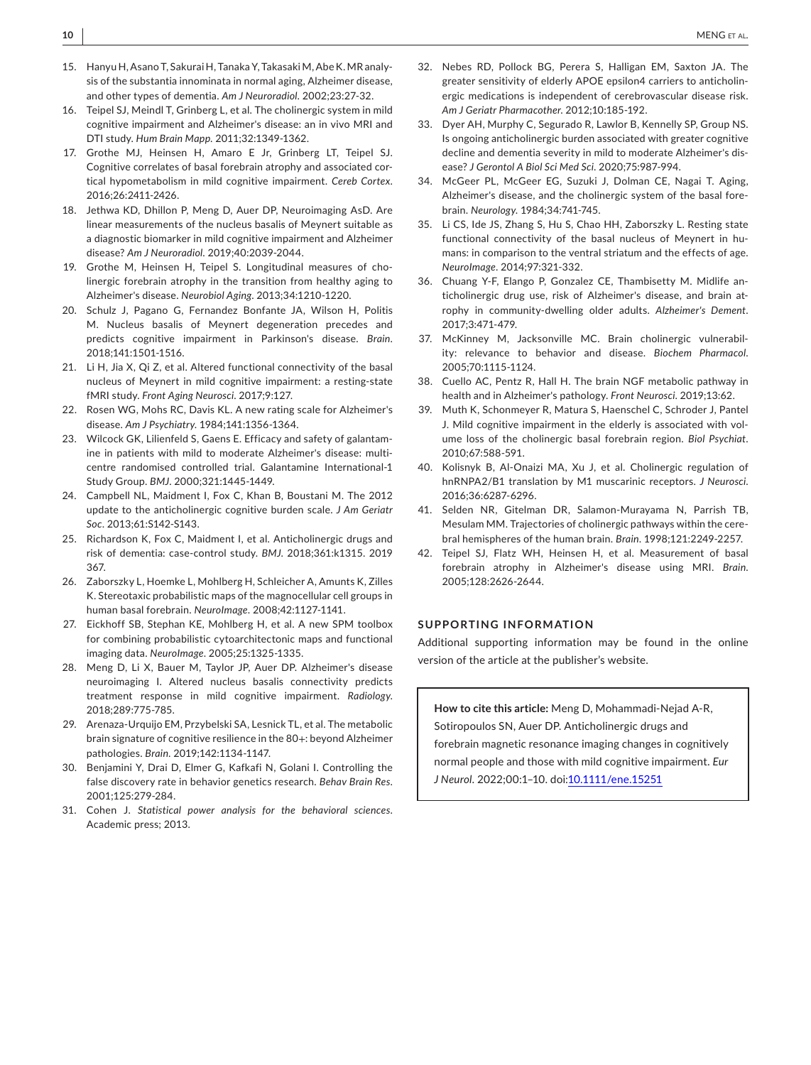15. Hanyu H, Asano T, Sakurai H, Tanaka Y, Takasaki M, Abe K. MR analysis of the substantia innominata in normal aging, Alzheimer disease, and other types of dementia. *Am J Neuroradiol*. 2002;23:27-32.
16. Teipel SJ, Meindl T, Grinberg L, et al. The cholinergic system in mild cognitive impairment and Alzheimer's disease: an in vivo MRI and DTI study. *Hum Brain Mapp*. 2011;32:1349-1362.
17. Grothe MJ, Heinsen H, Amaro E Jr, Grinberg LT, Teipel SJ. Cognitive correlates of basal forebrain atrophy and associated cortical hypometabolism in mild cognitive impairment. *Cereb Cortex*. 2016;26:2411-2426.
18. Jethwa KD, Dhillon P, Meng D, Auer DP, Neuroimaging AsD. Are linear measurements of the nucleus basalis of Meynert suitable as a diagnostic biomarker in mild cognitive impairment and Alzheimer disease? *Am J Neuroradiol*. 2019;40:2039-2044.
19. Grothe M, Heinsen H, Teipel S. Longitudinal measures of cholinergic forebrain atrophy in the transition from healthy aging to Alzheimer's disease. *Neurobiol Aging*. 2013;34:1210-1220.
20. Schulz J, Pagano G, Fernandez Bonfante JA, Wilson H, Politis M. Nucleus basalis of Meynert degeneration precedes and predicts cognitive impairment in Parkinson's disease. *Brain*. 2018;141:1501-1516.
21. Li H, Jia X, Qi Z, et al. Altered functional connectivity of the basal nucleus of Meynert in mild cognitive impairment: a resting-state fMRI study. *Front Aging Neurosci*. 2017;9:127.
22. Rosen WG, Mohs RC, Davis KL. A new rating scale for Alzheimer's disease. *Am J Psychiatry*. 1984;141:1356-1364.
23. Wilcock GK, Lilienfeld S, Gaens E. Efficacy and safety of galantamine in patients with mild to moderate Alzheimer's disease: multicentre randomised controlled trial. Galantamine International-1 Study Group. *BMJ*. 2000;321:1445-1449.
24. Campbell NL, Maidment I, Fox C, Khan B, Boustani M. The 2012 update to the anticholinergic cognitive burden scale. *J Am Geriatr Soc*. 2013;61:S142-S143.
25. Richardson K, Fox C, Maidment I, et al. Anticholinergic drugs and risk of dementia: case-control study. *BMJ*. 2018;361:k1315. 2019 367.
26. Zaborszky L, Hoemke L, Mohlberg H, Schleicher A, Amunts K, Zilles K. Stereotaxic probabilistic maps of the magnocellular cell groups in human basal forebrain. *NeuroImage*. 2008;42:1127-1141.
27. Eickhoff SB, Stephan KE, Mohlberg H, et al. A new SPM toolbox for combining probabilistic cytoarchitectonic maps and functional imaging data. *NeuroImage*. 2005;25:1325-1335.
28. Meng D, Li X, Bauer M, Taylor JP, Auer DP. Alzheimer's disease neuroimaging I. Altered nucleus basalis connectivity predicts treatment response in mild cognitive impairment. *Radiology*. 2018;289:775-785.
29. Arenaza-Urquijo EM, Przybelski SA, Lesnick TL, et al. The metabolic brain signature of cognitive resilience in the 80+: beyond Alzheimer pathologies. *Brain*. 2019;142:1134-1147.
30. Benjamini Y, Drai D, Elmer G, Kafkafi N, Golani I. Controlling the false discovery rate in behavior genetics research. *Behav Brain Res*. 2001;125:279-284.
31. Cohen J. *Statistical power analysis for the behavioral sciences*. Academic press; 2013.
32. Nebes RD, Pollock BG, Perera S, Halligan EM, Saxton JA. The greater sensitivity of elderly APOE epsilon4 carriers to anticholinergic medications is independent of cerebrovascular disease risk. *Am J Geriatr Pharmacother*. 2012;10:185-192.
33. Dyer AH, Murphy C, Segurado R, Lawlor B, Kennelly SP, Group NS. Is ongoing anticholinergic burden associated with greater cognitive decline and dementia severity in mild to moderate Alzheimer's disease? *J Gerontol A Biol Sci Med Sci*. 2020;75:987-994.
34. McGeer PL, McGeer EG, Suzuki J, Dolman CE, Nagai T. Aging, Alzheimer's disease, and the cholinergic system of the basal forebrain. *Neurology*. 1984;34:741-745.
35. Li CS, Ide JS, Zhang S, Hu S, Chao HH, Zaborszky L. Resting state functional connectivity of the basal nucleus of Meynert in humans: in comparison to the ventral striatum and the effects of age. *NeuroImage*. 2014;97:321-332.
36. Chuang Y-F, Elango P, Gonzalez CE, Thambisetty M. Midlife anticholinergic drug use, risk of Alzheimer's disease, and brain atrophy in community-dwelling older adults. *Alzheimer's Dement*. 2017;3:471-479.
37. McKinney M, Jacksonville MC. Brain cholinergic vulnerability: relevance to behavior and disease. *Biochem Pharmacol*. 2005;70:1115-1124.
38. Cuello AC, Pentz R, Hall H. The brain NGF metabolic pathway in health and in Alzheimer's pathology. *Front Neurosci*. 2019;13:62.
39. Muth K, Schonmeyer R, Matura S, Haenschel C, Schroder J, Pantel J. Mild cognitive impairment in the elderly is associated with volume loss of the cholinergic basal forebrain region. *Biol Psychiat*. 2010;67:588-591.
40. Kolisnyk B, Al-Onaizi MA, Xu J, et al. Cholinergic regulation of hnRNPA2/B1 translation by M1 muscarinic receptors. *J Neurosci*. 2016;36:6287-6296.
41. Selden NR, Gitelman DR, Salamon-Murayama N, Parrish TB, Mesulam MM. Trajectories of cholinergic pathways within the cerebral hemispheres of the human brain. *Brain*. 1998;121:2249-2257.
42. Teipel SJ, Flatz WH, Heinsen H, et al. Measurement of basal forebrain atrophy in Alzheimer's disease using MRI. *Brain*. 2005;128:2626-2644.

## SUPPORTING INFORMATION

Additional supporting information may be found in the online version of the article at the publisher's website.

**How to cite this article:** Meng D, Mohammadi-Nejad A-R, Sotiropoulos SN, Auer DP. Anticholinergic drugs and forebrain magnetic resonance imaging changes in cognitively normal people and those with mild cognitive impairment. *Eur J Neurol*. 2022;00:1–10. doi:10.1111/ene.15251